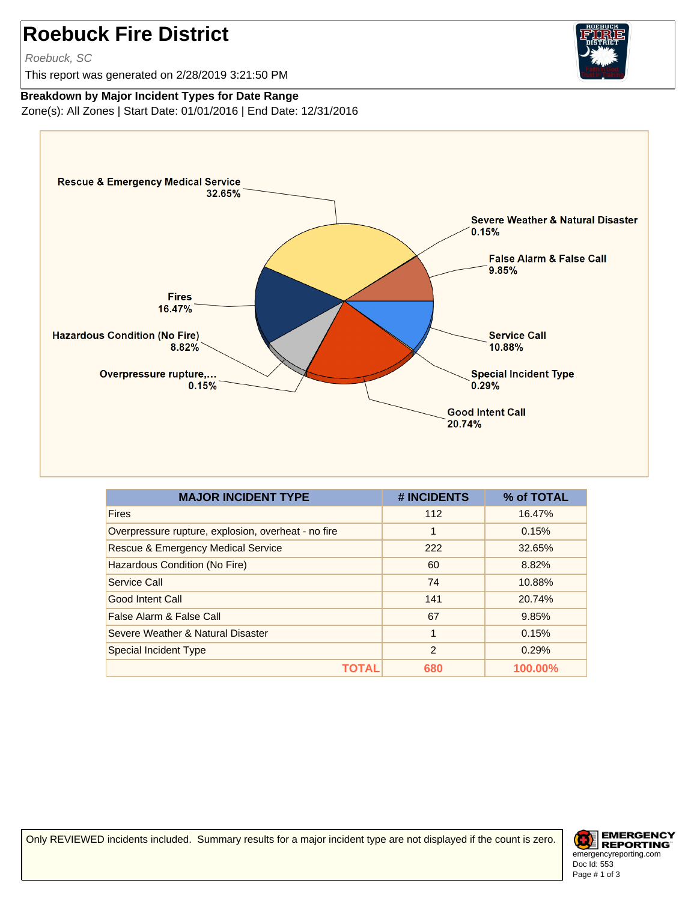# Roebuck Fire District

*Roebuck, SC*

This report was generated on 2/28/2019 3:21:50 PM

**Breakdown by Major Incident Types for Date Range**

Zone(s): All Zones | Start Date: 01/01/2016 | End Date: 12/31/2016

| MAJOR INCIDENT TYPE | # INCIDENTS | % of TOTAL |
|---|---|---|
| Fires | 112 | 16.47% |
| Overpressure rupture, explosion, overheat - no fire | 1 | 0.15% |
| Rescue & Emergency Medical Service | 222 | 32.65% |
| Hazardous Condition (No Fire) | 60 | 8.82% |
| Service Call | 74 | 10.88% |
| Good Intent Call | 141 | 20.74% |
| False Alarm & False Call | 67 | 9.85% |
| Severe Weather & Natural Disaster | 1 | 0.15% |
| Special Incident Type | 2 | 0.29% |
| **TOTAL** | **680** | **100.00%** |

Only REVIEWED incidents included. Summary results for a major incident type are not displayed if the count is zero.

EMERGENCY REPORTING
emergencyreporting.com
Doc Id: 553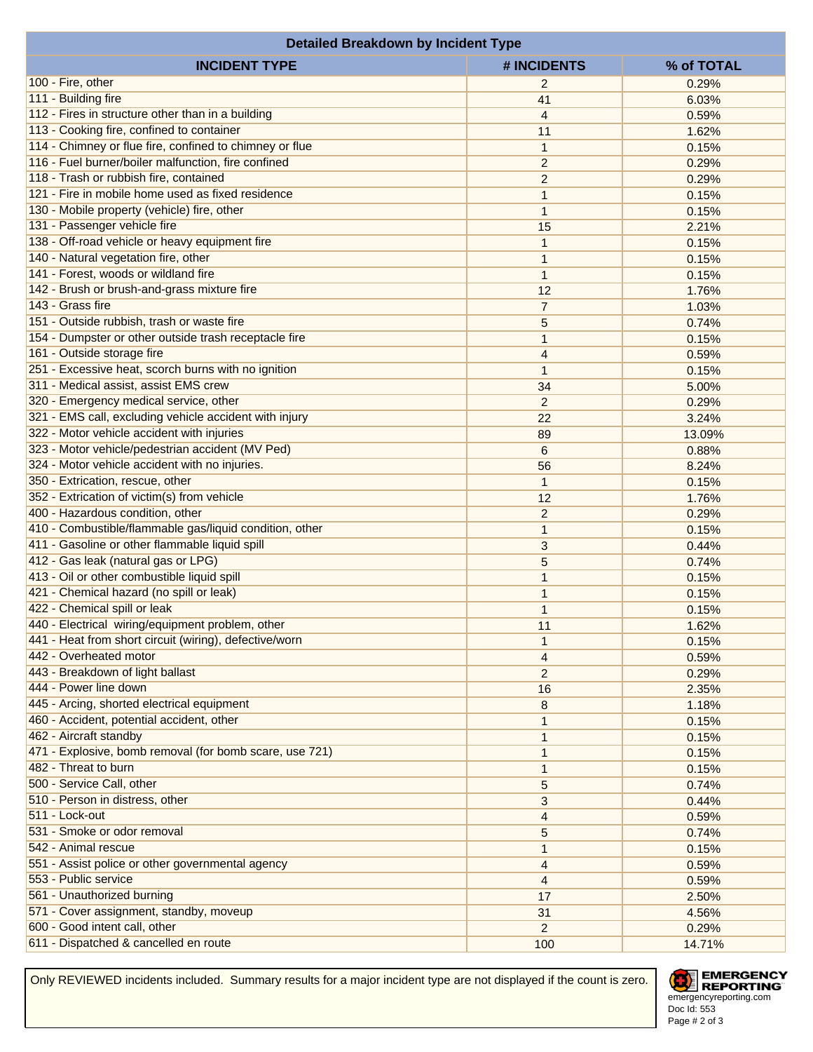| Detailed Breakdown by Incident Type | | |
|---|---|---|
| **INCIDENT TYPE** | **# INCIDENTS** | **% of TOTAL** |
| 100 - Fire, other | 2 | 0.29% |
| 111 - Building fire | 41 | 6.03% |
| 112 - Fires in structure other than in a building | 4 | 0.59% |
| 113 - Cooking fire, confined to container | 11 | 1.62% |
| 114 - Chimney or flue fire, confined to chimney or flue | 1 | 0.15% |
| 116 - Fuel burner/boiler malfunction, fire confined | 2 | 0.29% |
| 118 - Trash or rubbish fire, contained | 2 | 0.29% |
| 121 - Fire in mobile home used as fixed residence | 1 | 0.15% |
| 130 - Mobile property (vehicle) fire, other | 1 | 0.15% |
| 131 - Passenger vehicle fire | 15 | 2.21% |
| 138 - Off-road vehicle or heavy equipment fire | 1 | 0.15% |
| 140 - Natural vegetation fire, other | 1 | 0.15% |
| 141 - Forest, woods or wildland fire | 1 | 0.15% |
| 142 - Brush or brush-and-grass mixture fire | 12 | 1.76% |
| 143 - Grass fire | 7 | 1.03% |
| 151 - Outside rubbish, trash or waste fire | 5 | 0.74% |
| 154 - Dumpster or other outside trash receptacle fire | 1 | 0.15% |
| 161 - Outside storage fire | 4 | 0.59% |
| 251 - Excessive heat, scorch burns with no ignition | 1 | 0.15% |
| 311 - Medical assist, assist EMS crew | 34 | 5.00% |
| 320 - Emergency medical service, other | 2 | 0.29% |
| 321 - EMS call, excluding vehicle accident with injury | 22 | 3.24% |
| 322 - Motor vehicle accident with injuries | 89 | 13.09% |
| 323 - Motor vehicle/pedestrian accident (MV Ped) | 6 | 0.88% |
| 324 - Motor vehicle accident with no injuries. | 56 | 8.24% |
| 350 - Extrication, rescue, other | 1 | 0.15% |
| 352 - Extrication of victim(s) from vehicle | 12 | 1.76% |
| 400 - Hazardous condition, other | 2 | 0.29% |
| 410 - Combustible/flammable gas/liquid condition, other | 1 | 0.15% |
| 411 - Gasoline or other flammable liquid spill | 3 | 0.44% |
| 412 - Gas leak (natural gas or LPG) | 5 | 0.74% |
| 413 - Oil or other combustible liquid spill | 1 | 0.15% |
| 421 - Chemical hazard (no spill or leak) | 1 | 0.15% |
| 422 - Chemical spill or leak | 1 | 0.15% |
| 440 - Electrical wiring/equipment problem, other | 11 | 1.62% |
| 441 - Heat from short circuit (wiring), defective/worn | 1 | 0.15% |
| 442 - Overheated motor | 4 | 0.59% |
| 443 - Breakdown of light ballast | 2 | 0.29% |
| 444 - Power line down | 16 | 2.35% |
| 445 - Arcing, shorted electrical equipment | 8 | 1.18% |
| 460 - Accident, potential accident, other | 1 | 0.15% |
| 462 - Aircraft standby | 1 | 0.15% |
| 471 - Explosive, bomb removal (for bomb scare, use 721) | 1 | 0.15% |
| 482 - Threat to burn | 1 | 0.15% |
| 500 - Service Call, other | 5 | 0.74% |
| 510 - Person in distress, other | 3 | 0.44% |
| 511 - Lock-out | 4 | 0.59% |
| 531 - Smoke or odor removal | 5 | 0.74% |
| 542 - Animal rescue | 1 | 0.15% |
| 551 - Assist police or other governmental agency | 4 | 0.59% |
| 553 - Public service | 4 | 0.59% |
| 561 - Unauthorized burning | 17 | 2.50% |
| 571 - Cover assignment, standby, moveup | 31 | 4.56% |
| 600 - Good intent call, other | 2 | 0.29% |
| 611 - Dispatched & cancelled en route | 100 | 14.71% |

Only REVIEWED incidents included. Summary results for a major incident type are not displayed if the count is zero.

EMERGENCY REPORTING
emergencyreporting.com
Doc Id: 553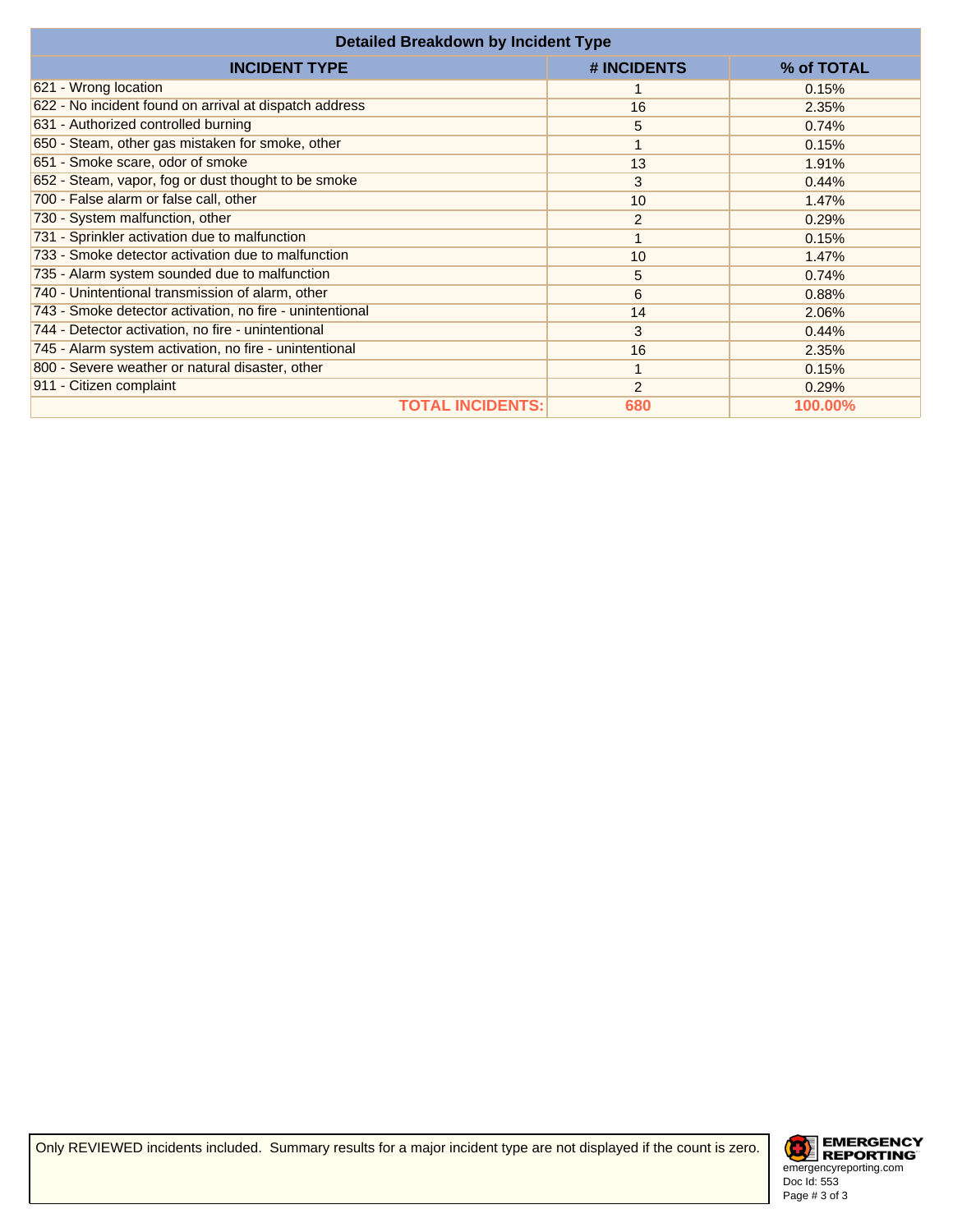| Detailed Breakdown by Incident Type | | |
|---|---|---|
| **INCIDENT TYPE** | **# INCIDENTS** | **% of TOTAL** |
| 621 - Wrong location | 1 | 0.15% |
| 622 - No incident found on arrival at dispatch address | 16 | 2.35% |
| 631 - Authorized controlled burning | 5 | 0.74% |
| 650 - Steam, other gas mistaken for smoke, other | 1 | 0.15% |
| 651 - Smoke scare, odor of smoke | 13 | 1.91% |
| 652 - Steam, vapor, fog or dust thought to be smoke | 3 | 0.44% |
| 700 - False alarm or false call, other | 10 | 1.47% |
| 730 - System malfunction, other | 2 | 0.29% |
| 731 - Sprinkler activation due to malfunction | 1 | 0.15% |
| 733 - Smoke detector activation due to malfunction | 10 | 1.47% |
| 735 - Alarm system sounded due to malfunction | 5 | 0.74% |
| 740 - Unintentional transmission of alarm, other | 6 | 0.88% |
| 743 - Smoke detector activation, no fire - unintentional | 14 | 2.06% |
| 744 - Detector activation, no fire - unintentional | 3 | 0.44% |
| 745 - Alarm system activation, no fire - unintentional | 16 | 2.35% |
| 800 - Severe weather or natural disaster, other | 1 | 0.15% |
| 911 - Citizen complaint | 2 | 0.29% |
| **TOTAL INCIDENTS:** | **680** | **100.00%** |

Only REVIEWED incidents included. Summary results for a major incident type are not displayed if the count is zero.

EMERGENCY REPORTING
emergencyreporting.com
Doc Id: 553